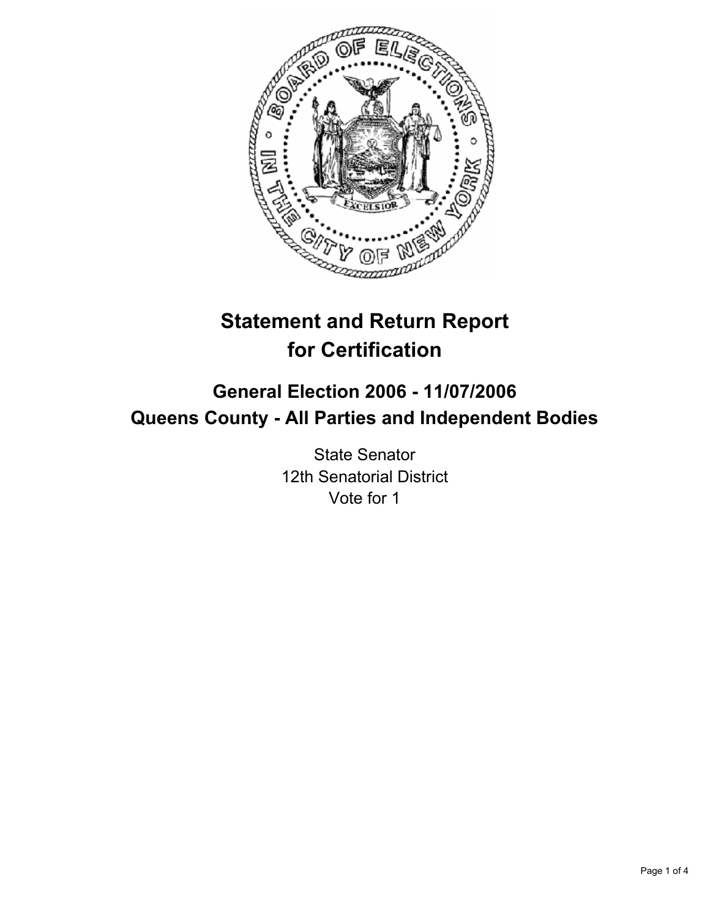# Statement and Return Report for Certification

## General Election 2006 - 11/07/2006

## Queens County - All Parties and Independent Bodies

State Senator
12th Senatorial District
Vote for 1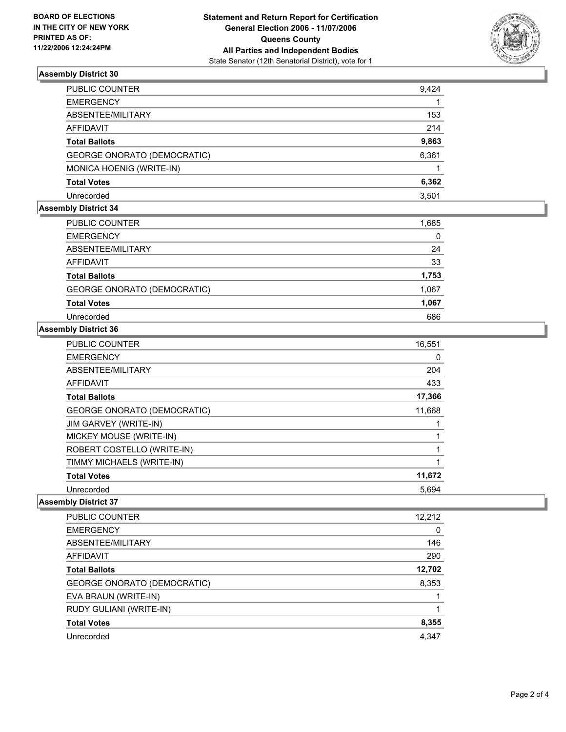**BOARD OF ELECTIONS IN THE CITY OF NEW YORK PRINTED AS OF: 11/22/2006 12:24:24PM**

**Statement and Return Report for Certification General Election 2006 - 11/07/2006 Queens County All Parties and Independent Bodies**
State Senator (12th Senatorial District), vote for 1

### Assembly District 30

| | |
|---|---|
| PUBLIC COUNTER | 9,424 |
| EMERGENCY | 1 |
| ABSENTEE/MILITARY | 153 |
| AFFIDAVIT | 214 |
| **Total Ballots** | **9,863** |
| GEORGE ONORATO (DEMOCRATIC) | 6,361 |
| MONICA HOENIG (WRITE-IN) | 1 |
| **Total Votes** | **6,362** |
| Unrecorded | 3,501 |

### Assembly District 34

| | |
|---|---|
| PUBLIC COUNTER | 1,685 |
| EMERGENCY | 0 |
| ABSENTEE/MILITARY | 24 |
| AFFIDAVIT | 33 |
| **Total Ballots** | **1,753** |
| GEORGE ONORATO (DEMOCRATIC) | 1,067 |
| **Total Votes** | **1,067** |
| Unrecorded | 686 |

### Assembly District 36

| | |
|---|---|
| PUBLIC COUNTER | 16,551 |
| EMERGENCY | 0 |
| ABSENTEE/MILITARY | 204 |
| AFFIDAVIT | 433 |
| **Total Ballots** | **17,366** |
| GEORGE ONORATO (DEMOCRATIC) | 11,668 |
| JIM GARVEY (WRITE-IN) | 1 |
| MICKEY MOUSE (WRITE-IN) | 1 |
| ROBERT COSTELLO (WRITE-IN) | 1 |
| TIMMY MICHAELS (WRITE-IN) | 1 |
| **Total Votes** | **11,672** |
| Unrecorded | 5,694 |

### Assembly District 37

| | |
|---|---|
| PUBLIC COUNTER | 12,212 |
| EMERGENCY | 0 |
| ABSENTEE/MILITARY | 146 |
| AFFIDAVIT | 290 |
| **Total Ballots** | **12,702** |
| GEORGE ONORATO (DEMOCRATIC) | 8,353 |
| EVA BRAUN (WRITE-IN) | 1 |
| RUDY GULIANI (WRITE-IN) | 1 |
| **Total Votes** | **8,355** |
| Unrecorded | 4,347 |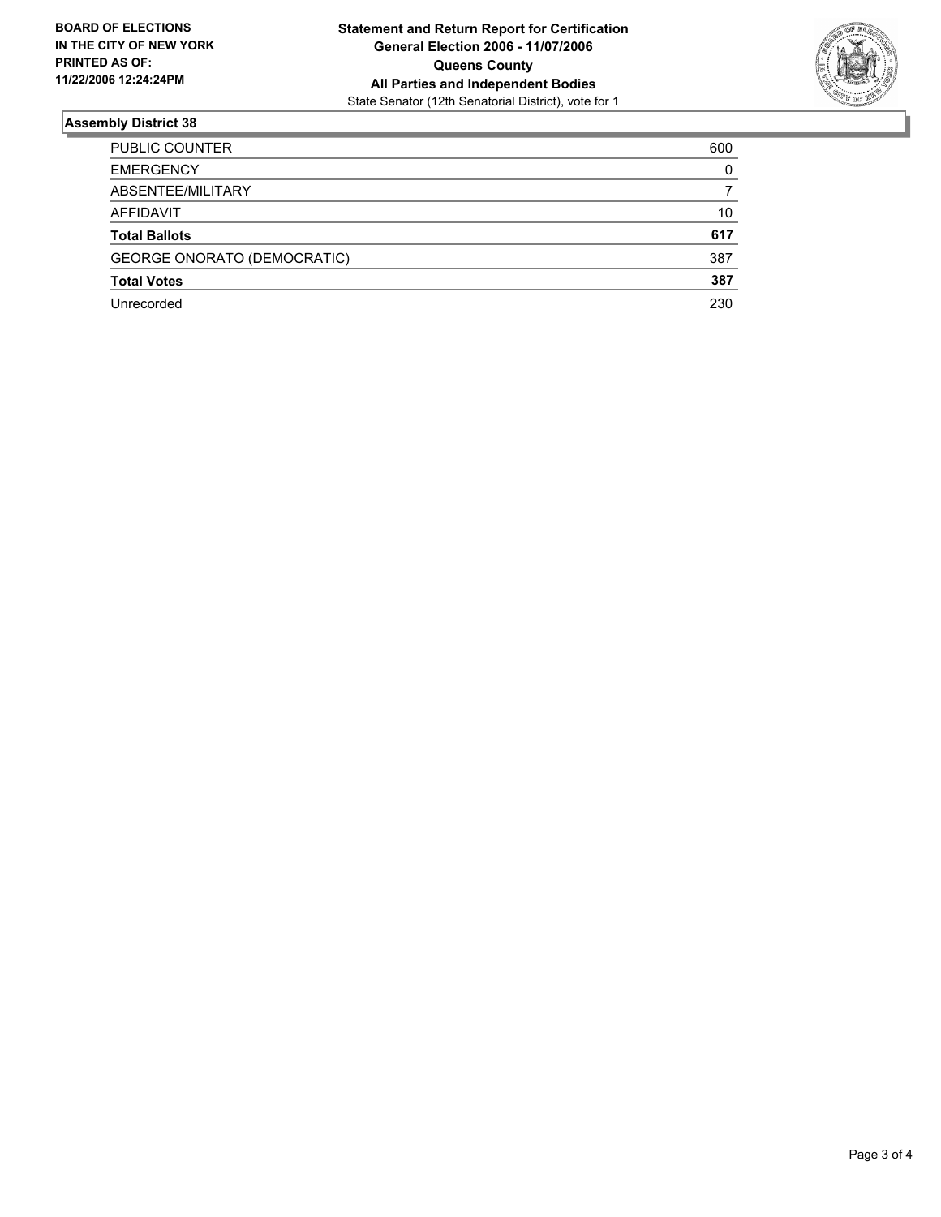**BOARD OF ELECTIONS IN THE CITY OF NEW YORK PRINTED AS OF: 11/22/2006 12:24:24PM**

**Statement and Return Report for Certification**
**General Election 2006 - 11/07/2006**
**Queens County**
**All Parties and Independent Bodies**
State Senator (12th Senatorial District), vote for 1

## Assembly District 38

| | |
|---|---|
| PUBLIC COUNTER | 600 |
| EMERGENCY | 0 |
| ABSENTEE/MILITARY | 7 |
| AFFIDAVIT | 10 |
| **Total Ballots** | **617** |
| GEORGE ONORATO (DEMOCRATIC) | 387 |
| **Total Votes** | **387** |
| Unrecorded | 230 |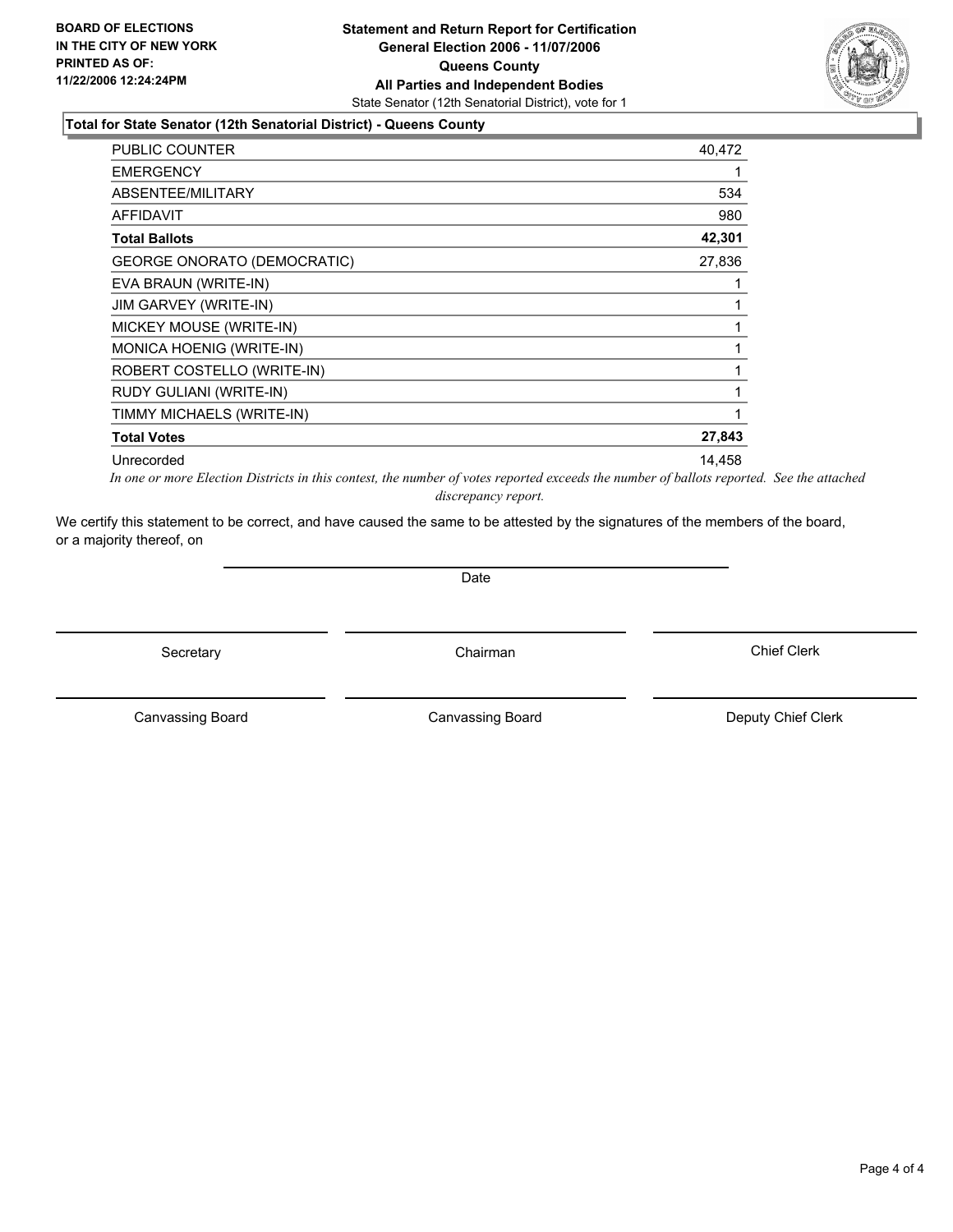**BOARD OF ELECTIONS IN THE CITY OF NEW YORK PRINTED AS OF: 11/22/2006 12:24:24PM**

**Statement and Return Report for Certification**
**General Election 2006 - 11/07/2006**
**Queens County**
**All Parties and Independent Bodies**
State Senator (12th Senatorial District), vote for 1

**Total for State Senator (12th Senatorial District) - Queens County**

| | |
|---|---|
| PUBLIC COUNTER | 40,472 |
| EMERGENCY | 1 |
| ABSENTEE/MILITARY | 534 |
| AFFIDAVIT | 980 |
| **Total Ballots** | **42,301** |
| GEORGE ONORATO (DEMOCRATIC) | 27,836 |
| EVA BRAUN (WRITE-IN) | 1 |
| JIM GARVEY (WRITE-IN) | 1 |
| MICKEY MOUSE (WRITE-IN) | 1 |
| MONICA HOENIG (WRITE-IN) | 1 |
| ROBERT COSTELLO (WRITE-IN) | 1 |
| RUDY GULIANI (WRITE-IN) | 1 |
| TIMMY MICHAELS (WRITE-IN) | 1 |
| **Total Votes** | **27,843** |
| Unrecorded | 14,458 |

*In one or more Election Districts in this contest, the number of votes reported exceeds the number of ballots reported. See the attached discrepancy report.*

We certify this statement to be correct, and have caused the same to be attested by the signatures of the members of the board, or a majority thereof, on

Date

Secretary | Chairman | Chief Clerk

Canvassing Board | Canvassing Board | Deputy Chief Clerk